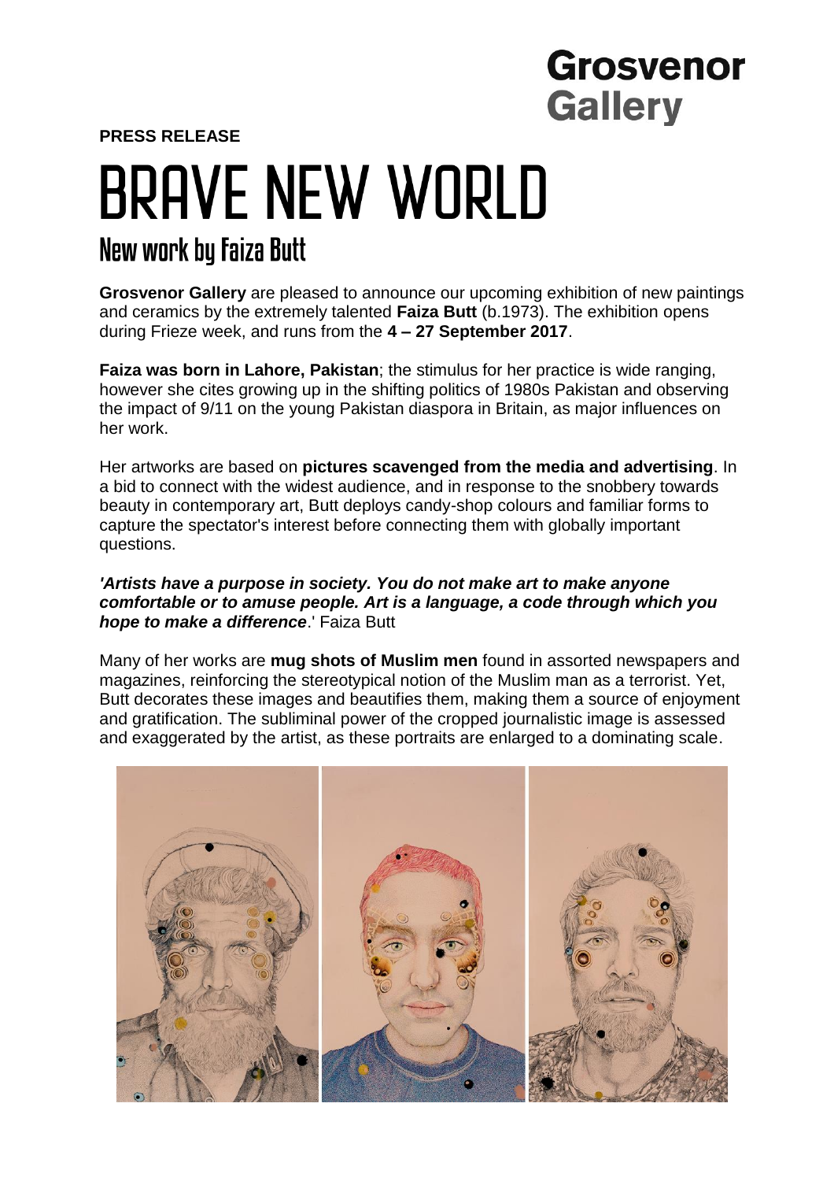Grosvenor Gallery

**PRESS RELEASE**

# BRAVE NEW WORLD

## New work by Faiza Butt

**Grosvenor Gallery** are pleased to announce our upcoming exhibition of new paintings and ceramics by the extremely talented **Faiza Butt** (b.1973). The exhibition opens during Frieze week, and runs from the **4 – 27 September 2017**.

**Faiza was born in Lahore, Pakistan**; the stimulus for her practice is wide ranging, however she cites growing up in the shifting politics of 1980s Pakistan and observing the impact of 9/11 on the young Pakistan diaspora in Britain, as major influences on her work.

Her artworks are based on **pictures scavenged from the media and advertising**. In a bid to connect with the widest audience, and in response to the snobbery towards beauty in contemporary art, Butt deploys candy-shop colours and familiar forms to capture the spectator's interest before connecting them with globally important questions.

***'Artists have a purpose in society. You do not make art to make anyone comfortable or to amuse people. Art is a language, a code through which you hope to make a difference***.' Faiza Butt

Many of her works are **mug shots of Muslim men** found in assorted newspapers and magazines, reinforcing the stereotypical notion of the Muslim man as a terrorist. Yet, Butt decorates these images and beautifies them, making them a source of enjoyment and gratification. The subliminal power of the cropped journalistic image is assessed and exaggerated by the artist, as these portraits are enlarged to a dominating scale.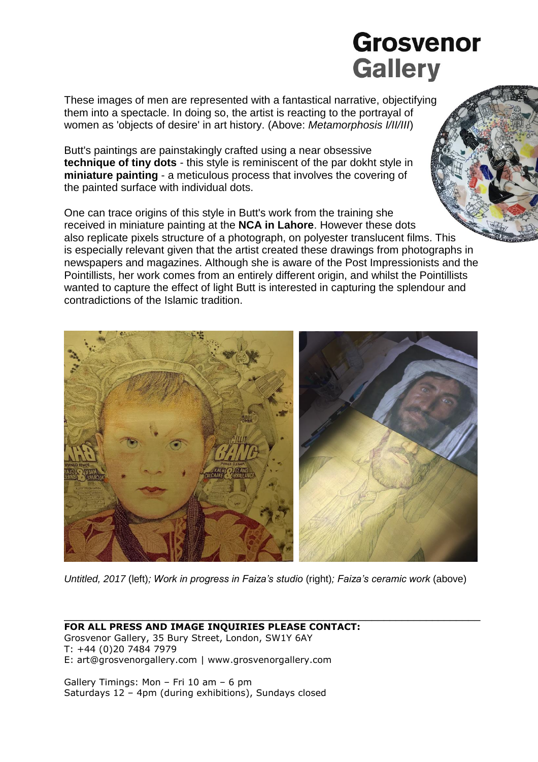These images of men are represented with a fantastical narrative, objectifying them into a spectacle. In doing so, the artist is reacting to the portrayal of women as 'objects of desire' in art history. (Above: *Metamorphosis I/II/III*)

Butt's paintings are painstakingly crafted using a near obsessive **technique of tiny dots** - this style is reminiscent of the par dokht style in **miniature painting** - a meticulous process that involves the covering of the painted surface with individual dots.

One can trace origins of this style in Butt's work from the training she received in miniature painting at the **NCA in Lahore**. However these dots also replicate pixels structure of a photograph, on polyester translucent films. This is especially relevant given that the artist created these drawings from photographs in newspapers and magazines. Although she is aware of the Post Impressionists and the Pointillists, her work comes from an entirely different origin, and whilst the Pointillists wanted to capture the effect of light Butt is interested in capturing the splendour and contradictions of the Islamic tradition.

*Untitled, 2017* (left)*; Work in progress in Faiza's studio* (right)*; Faiza's ceramic work* (above)

---

**FOR ALL PRESS AND IMAGE INQUIRIES PLEASE CONTACT:**
Grosvenor Gallery, 35 Bury Street, London, SW1Y 6AY
T: +44 (0)20 7484 7979
E: art@grosvenorgallery.com | www.grosvenorgallery.com

Gallery Timings: Mon – Fri 10 am – 6 pm
Saturdays 12 – 4pm (during exhibitions), Sundays closed